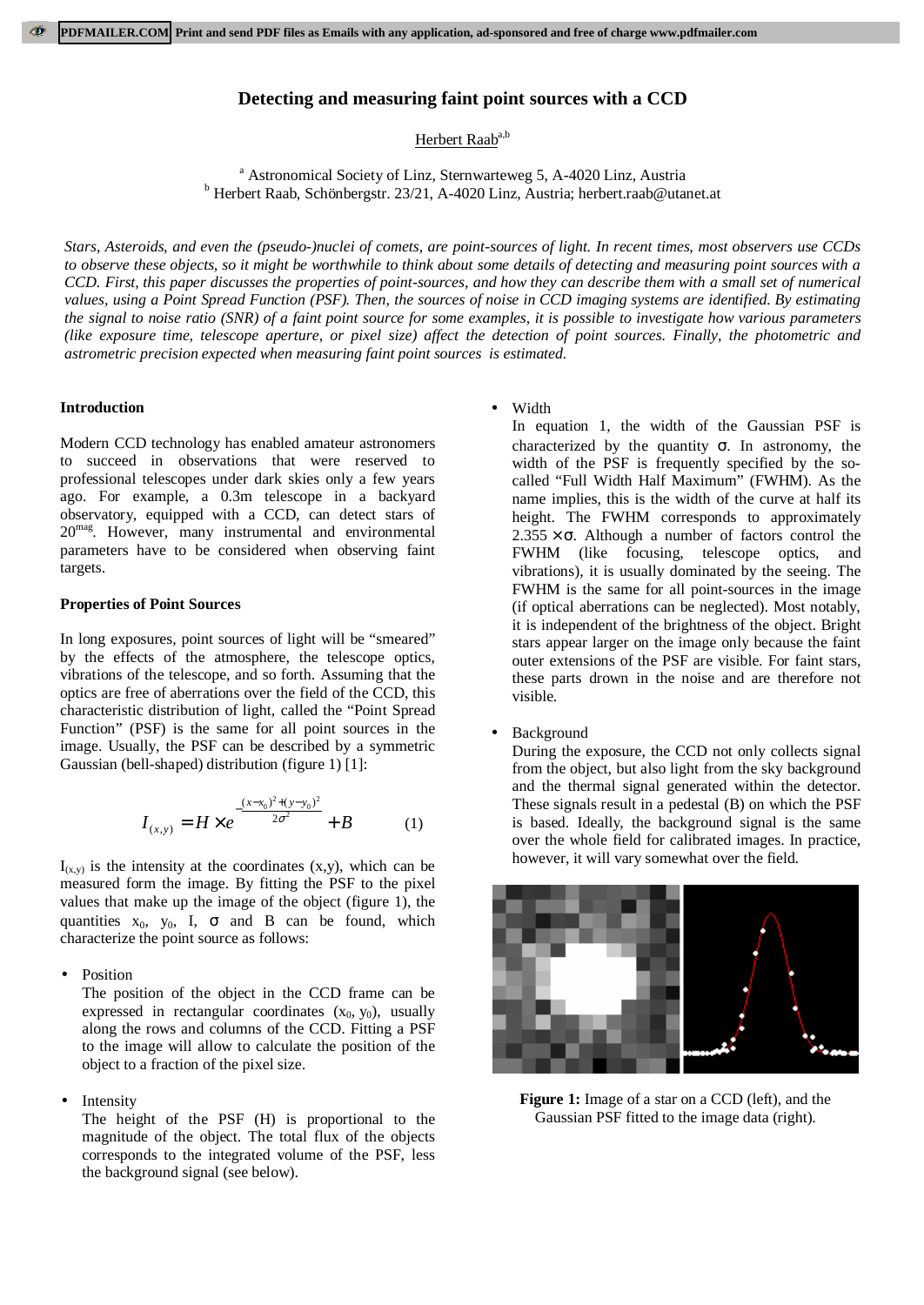# Detecting and measuring faint point sources with a CCD

Herbert Raab[a,b]

[a] Astronomical Society of Linz, Sternwarteweg 5, A-4020 Linz, Austria
[b] Herbert Raab, Schönbergstr. 23/21, A-4020 Linz, Austria; herbert.raab@utanet.at

*Stars, Asteroids, and even the (pseudo-)nuclei of comets, are point-sources of light. In recent times, most observers use CCDs to observe these objects, so it might be worthwhile to think about some details of detecting and measuring point sources with a CCD. First, this paper discusses the properties of point-sources, and how they can describe them with a small set of numerical values, using a Point Spread Function (PSF). Then, the sources of noise in CCD imaging systems are identified. By estimating the signal to noise ratio (SNR) of a faint point source for some examples, it is possible to investigate how various parameters (like exposure time, telescope aperture, or pixel size) affect the detection of point sources. Finally, the photometric and astrometric precision expected when measuring faint point sources is estimated.*

## Introduction

Modern CCD technology has enabled amateur astronomers to succeed in observations that were reserved to professional telescopes under dark skies only a few years ago. For example, a 0.3m telescope in a backyard observatory, equipped with a CCD, can detect stars of $20^{mag}$. However, many instrumental and environmental parameters have to be considered when observing faint targets.

## Properties of Point Sources

In long exposures, point sources of light will be "smeared" by the effects of the atmosphere, the telescope optics, vibrations of the telescope, and so forth. Assuming that the optics are free of aberrations over the field of the CCD, this characteristic distribution of light, called the "Point Spread Function" (PSF) is the same for all point sources in the image. Usually, the PSF can be described by a symmetric Gaussian (bell-shaped) distribution (figure 1) [1]:

$$I_{(x,y)} = H \times e^{-\frac{(x-x_0)^2+(y-y_0)^2}{2\sigma^2}} + B \qquad (1)$$

$I_{(x,y)}$ is the intensity at the coordinates (x,y), which can be measured form the image. By fitting the PSF to the pixel values that make up the image of the object (figure 1), the quantities $x_0$, $y_0$, I, $\sigma$ and B can be found, which characterize the point source as follows:

- Position
  The position of the object in the CCD frame can be expressed in rectangular coordinates ($x_0$, $y_0$), usually along the rows and columns of the CCD. Fitting a PSF to the image will allow to calculate the position of the object to a fraction of the pixel size.

- Intensity
  The height of the PSF (H) is proportional to the magnitude of the object. The total flux of the objects corresponds to the integrated volume of the PSF, less the background signal (see below).

- Width
  In equation 1, the width of the Gaussian PSF is characterized by the quantity $\sigma$. In astronomy, the width of the PSF is frequently specified by the so-called "Full Width Half Maximum" (FWHM). As the name implies, this is the width of the curve at half its height. The FWHM corresponds to approximately $2.355 \times \sigma$. Although a number of factors control the FWHM (like focusing, telescope optics, and vibrations), it is usually dominated by the seeing. The FWHM is the same for all point-sources in the image (if optical aberrations can be neglected). Most notably, it is independent of the brightness of the object. Bright stars appear larger on the image only because the faint outer extensions of the PSF are visible. For faint stars, these parts drown in the noise and are therefore not visible.

- Background
  During the exposure, the CCD not only collects signal from the object, but also light from the sky background and the thermal signal generated within the detector. These signals result in a pedestal (B) on which the PSF is based. Ideally, the background signal is the same over the whole field for calibrated images. In practice, however, it will vary somewhat over the field.

**Figure 1:** Image of a star on a CCD (left), and the Gaussian PSF fitted to the image data (right).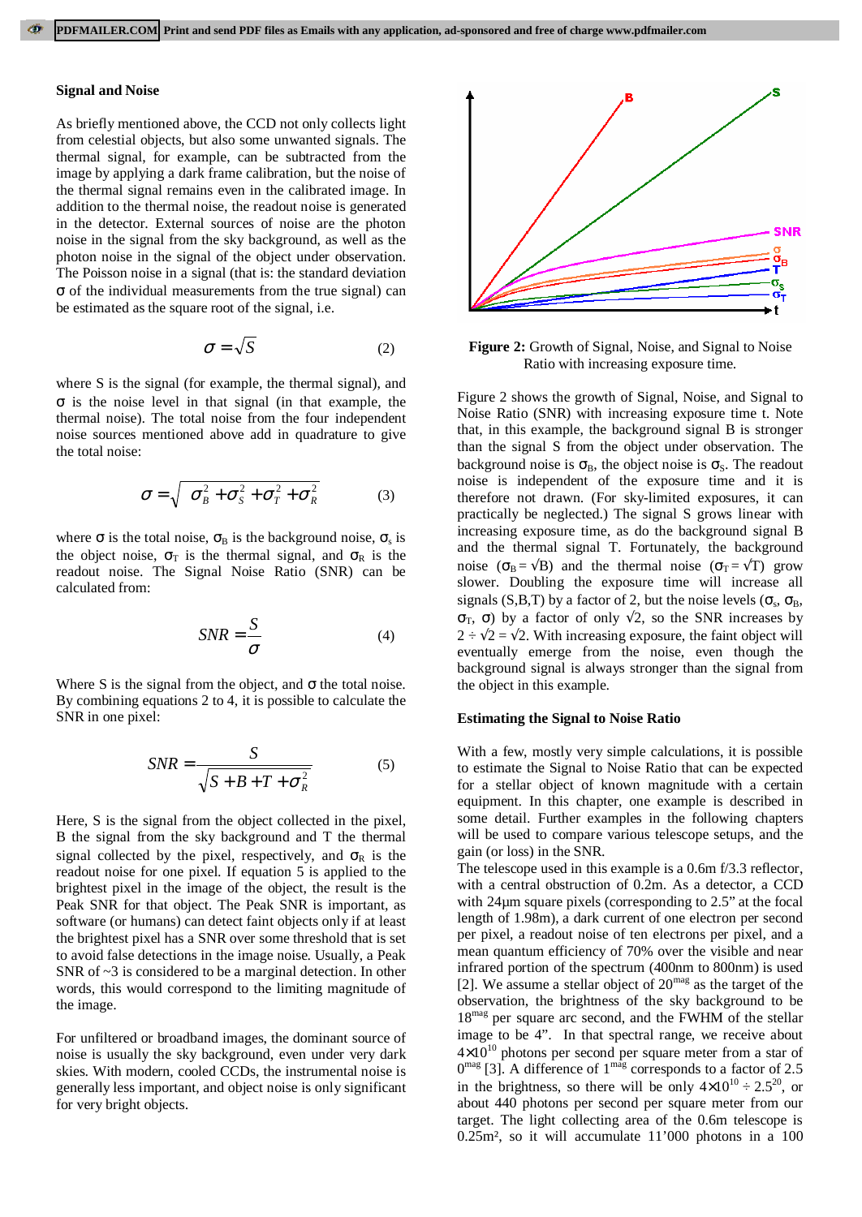## Signal and Noise

As briefly mentioned above, the CCD not only collects light from celestial objects, but also some unwanted signals. The thermal signal, for example, can be subtracted from the image by applying a dark frame calibration, but the noise of the thermal signal remains even in the calibrated image. In addition to the thermal noise, the readout noise is generated in the detector. External sources of noise are the photon noise in the signal from the sky background, as well as the photon noise in the signal of the object under observation. The Poisson noise in a signal (that is: the standard deviation $\sigma$ of the individual measurements from the true signal) can be estimated as the square root of the signal, i.e.

$$\sigma = \sqrt{S} \qquad (2)$$

where S is the signal (for example, the thermal signal), and $\sigma$ is the noise level in that signal (in that example, the thermal noise). The total noise from the four independent noise sources mentioned above add in quadrature to give the total noise:

$$\sigma = \sqrt{\sigma_B^2 + \sigma_S^2 + \sigma_T^2 + \sigma_R^2} \qquad (3)$$

where $\sigma$ is the total noise, $\sigma_B$ is the background noise, $\sigma_s$ is the object noise, $\sigma_T$ is the thermal signal, and $\sigma_R$ is the readout noise. The Signal Noise Ratio (SNR) can be calculated from:

$$SNR = \frac{S}{\sigma} \qquad (4)$$

Where S is the signal from the object, and $\sigma$ the total noise. By combining equations 2 to 4, it is possible to calculate the SNR in one pixel:

$$SNR = \frac{S}{\sqrt{S + B + T + \sigma_R^2}} \qquad (5)$$

Here, S is the signal from the object collected in the pixel, B the signal from the sky background and T the thermal signal collected by the pixel, respectively, and $\sigma_R$ is the readout noise for one pixel. If equation 5 is applied to the brightest pixel in the image of the object, the result is the Peak SNR for that object. The Peak SNR is important, as software (or humans) can detect faint objects only if at least the brightest pixel has a SNR over some threshold that is set to avoid false detections in the image noise. Usually, a Peak SNR of ~3 is considered to be a marginal detection. In other words, this would correspond to the limiting magnitude of the image.

For unfiltered or broadband images, the dominant source of noise is usually the sky background, even under very dark skies. With modern, cooled CCDs, the instrumental noise is generally less important, and object noise is only significant for very bright objects.

**Figure 2:** Growth of Signal, Noise, and Signal to Noise Ratio with increasing exposure time.

Figure 2 shows the growth of Signal, Noise, and Signal to Noise Ratio (SNR) with increasing exposure time t. Note that, in this example, the background signal B is stronger than the signal S from the object under observation. The background noise is $\sigma_B$, the object noise is $\sigma_S$. The readout noise is independent of the exposure time and it is therefore not drawn. (For sky-limited exposures, it can practically be neglected.) The signal S grows linear with increasing exposure time, as do the background signal B and the thermal signal T. Fortunately, the background noise ($\sigma_B = \sqrt{B}$) and the thermal noise ($\sigma_T = \sqrt{T}$) grow slower. Doubling the exposure time will increase all signals (S,B,T) by a factor of 2, but the noise levels ($\sigma_s$, $\sigma_B$, $\sigma_T$, $\sigma$) by a factor of only $\sqrt{2}$, so the SNR increases by $2 \div \sqrt{2} = \sqrt{2}$. With increasing exposure, the faint object will eventually emerge from the noise, even though the background signal is always stronger than the signal from the object in this example.

## Estimating the Signal to Noise Ratio

With a few, mostly very simple calculations, it is possible to estimate the Signal to Noise Ratio that can be expected for a stellar object of known magnitude with a certain equipment. In this chapter, one example is described in some detail. Further examples in the following chapters will be used to compare various telescope setups, and the gain (or loss) in the SNR.

The telescope used in this example is a 0.6m f/3.3 reflector, with a central obstruction of 0.2m. As a detector, a CCD with 24µm square pixels (corresponding to 2.5" at the focal length of 1.98m), a dark current of one electron per second per pixel, a readout noise of ten electrons per pixel, and a mean quantum efficiency of 70% over the visible and near infrared portion of the spectrum (400nm to 800nm) is used [2]. We assume a stellar object of $20^{mag}$ as the target of the observation, the brightness of the sky background to be $18^{mag}$ per square arc second, and the FWHM of the stellar image to be 4". In that spectral range, we receive about $4 \times 10^{10}$ photons per second per square meter from a star of $0^{mag}$ [3]. A difference of $1^{mag}$ corresponds to a factor of 2.5 in the brightness, so there will be only $4 \times 10^{10} \div 2.5^{20}$, or about 440 photons per second per square meter from our target. The light collecting area of the 0.6m telescope is 0.25m², so it will accumulate 11'000 photons in a 100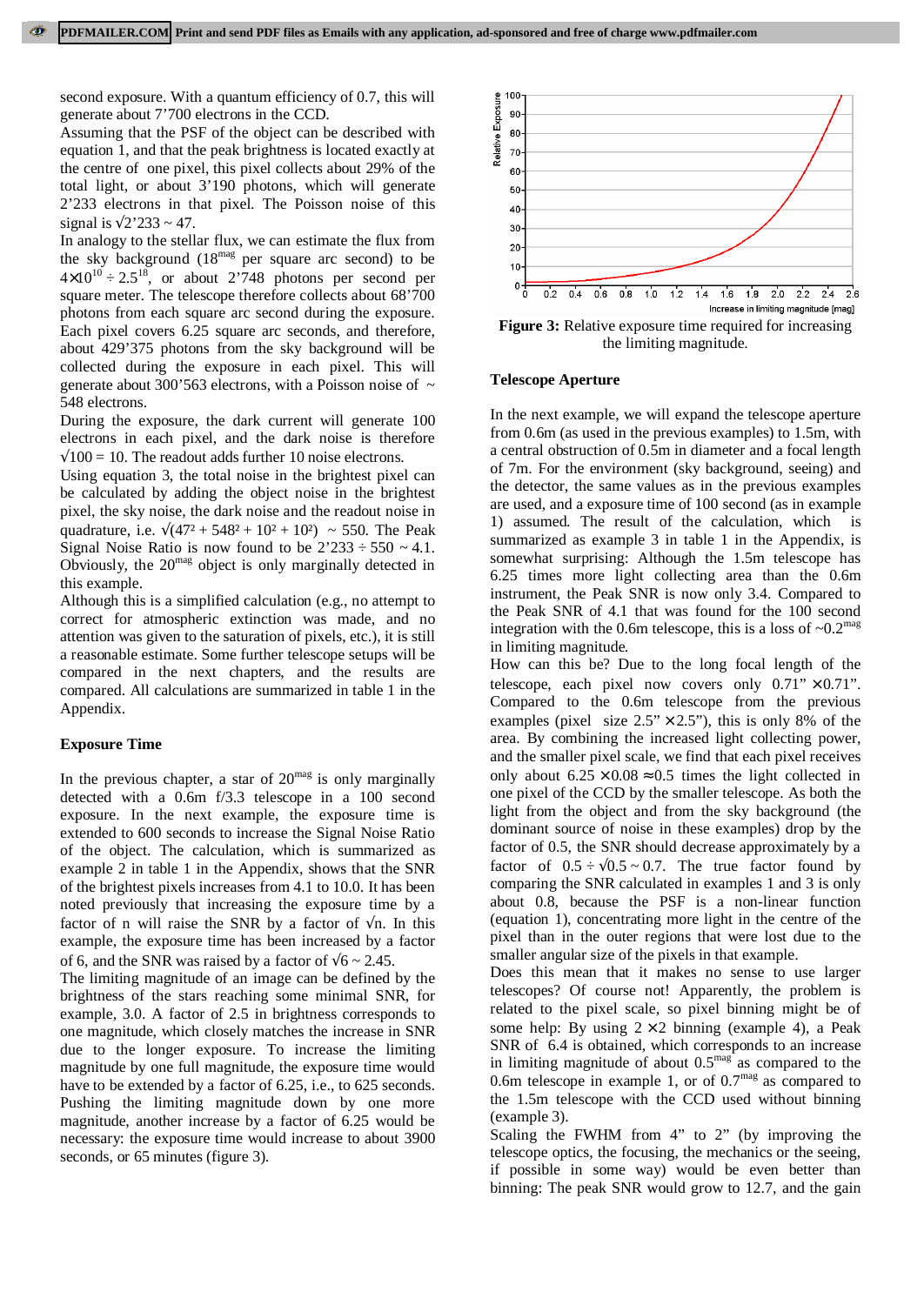second exposure. With a quantum efficiency of 0.7, this will generate about 7'700 electrons in the CCD.

Assuming that the PSF of the object can be described with equation 1, and that the peak brightness is located exactly at the centre of one pixel, this pixel collects about 29% of the total light, or about 3'190 photons, which will generate 2'233 electrons in that pixel. The Poisson noise of this signal is $\sqrt{2'233} \sim 47$.

In analogy to the stellar flux, we can estimate the flux from the sky background ($18^{mag}$ per square arc second) to be $4\times10^{10} \div 2.5^{18}$, or about 2'748 photons per second per square meter. The telescope therefore collects about 68'700 photons from each square arc second during the exposure. Each pixel covers 6.25 square arc seconds, and therefore, about 429'375 photons from the sky background will be collected during the exposure in each pixel. This will generate about 300'563 electrons, with a Poisson noise of ~ 548 electrons.

During the exposure, the dark current will generate 100 electrons in each pixel, and the dark noise is therefore $\sqrt{100} = 10$. The readout adds further 10 noise electrons.

Using equation 3, the total noise in the brightest pixel can be calculated by adding the object noise in the brightest pixel, the sky noise, the dark noise and the readout noise in quadrature, i.e. $\sqrt{47^2 + 548^2 + 10^2 + 10^2} \sim 550$. The Peak Signal Noise Ratio is now found to be $2'233 \div 550 \sim 4.1$. Obviously, the $20^{mag}$ object is only marginally detected in this example.

Although this is a simplified calculation (e.g., no attempt to correct for atmospheric extinction was made, and no attention was given to the saturation of pixels, etc.), it is still a reasonable estimate. Some further telescope setups will be compared in the next chapters, and the results are compared. All calculations are summarized in table 1 in the Appendix.

**Exposure Time**

In the previous chapter, a star of $20^{mag}$ is only marginally detected with a 0.6m f/3.3 telescope in a 100 second exposure. In the next example, the exposure time is extended to 600 seconds to increase the Signal Noise Ratio of the object. The calculation, which is summarized as example 2 in table 1 in the Appendix, shows that the SNR of the brightest pixels increases from 4.1 to 10.0. It has been noted previously that increasing the exposure time by a factor of n will raise the SNR by a factor of $\sqrt{n}$. In this example, the exposure time has been increased by a factor of 6, and the SNR was raised by a factor of $\sqrt{6} \sim 2.45$.

The limiting magnitude of an image can be defined by the brightness of the stars reaching some minimal SNR, for example, 3.0. A factor of 2.5 in brightness corresponds to one magnitude, which closely matches the increase in SNR due to the longer exposure. To increase the limiting magnitude by one full magnitude, the exposure time would have to be extended by a factor of 6.25, i.e., to 625 seconds. Pushing the limiting magnitude down by one more magnitude, another increase by a factor of 6.25 would be necessary: the exposure time would increase to about 3900 seconds, or 65 minutes (figure 3).

**Figure 3:** Relative exposure time required for increasing the limiting magnitude.

**Telescope Aperture**

In the next example, we will expand the telescope aperture from 0.6m (as used in the previous examples) to 1.5m, with a central obstruction of 0.5m in diameter and a focal length of 7m. For the environment (sky background, seeing) and the detector, the same values as in the previous examples are used, and a exposure time of 100 second (as in example 1) assumed. The result of the calculation, which is summarized as example 3 in table 1 in the Appendix, is somewhat surprising: Although the 1.5m telescope has 6.25 times more light collecting area than the 0.6m instrument, the Peak SNR is now only 3.4. Compared to the Peak SNR of 4.1 that was found for the 100 second integration with the 0.6m telescope, this is a loss of $\sim 0.2^{mag}$ in limiting magnitude.

How can this be? Due to the long focal length of the telescope, each pixel now covers only 0.71" × 0.71". Compared to the 0.6m telescope from the previous examples (pixel size 2.5" × 2.5"), this is only 8% of the area. By combining the increased light collecting power, and the smaller pixel scale, we find that each pixel receives only about $6.25 \times 0.08 \approx 0.5$ times the light collected in one pixel of the CCD by the smaller telescope. As both the light from the object and from the sky background (the dominant source of noise in these examples) drop by the factor of 0.5, the SNR should decrease approximately by a factor of $0.5 \div \sqrt{0.5} \sim 0.7$. The true factor found by comparing the SNR calculated in examples 1 and 3 is only about 0.8, because the PSF is a non-linear function (equation 1), concentrating more light in the centre of the pixel than in the outer regions that were lost due to the smaller angular size of the pixels in that example.

Does this mean that it makes no sense to use larger telescopes? Of course not! Apparently, the problem is related to the pixel scale, so pixel binning might be of some help: By using 2 × 2 binning (example 4), a Peak SNR of 6.4 is obtained, which corresponds to an increase in limiting magnitude of about $0.5^{mag}$ as compared to the 0.6m telescope in example 1, or of $0.7^{mag}$ as compared to the 1.5m telescope with the CCD used without binning (example 3).

Scaling the FWHM from 4" to 2" (by improving the telescope optics, the focusing, the mechanics or the seeing, if possible in some way) would be even better than binning: The peak SNR would grow to 12.7, and the gain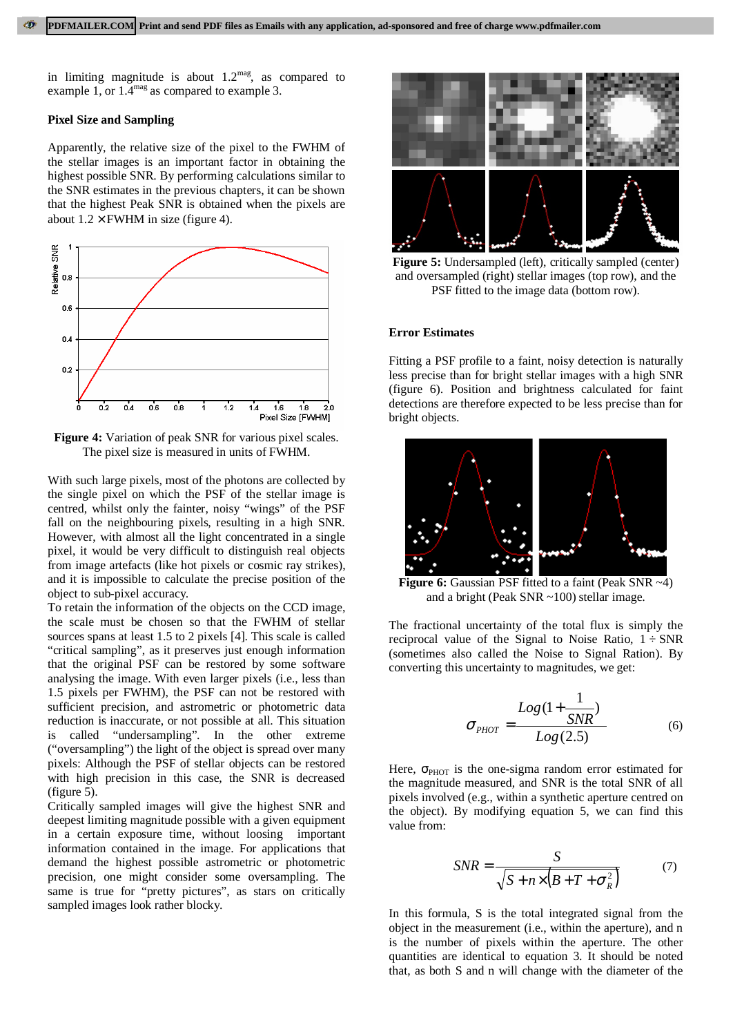in limiting magnitude is about $1.2^{mag}$, as compared to example 1, or $1.4^{mag}$ as compared to example 3.

### Pixel Size and Sampling

Apparently, the relative size of the pixel to the FWHM of the stellar images is an important factor in obtaining the highest possible SNR. By performing calculations similar to the SNR estimates in the previous chapters, it can be shown that the highest Peak SNR is obtained when the pixels are about 1.2 × FWHM in size (figure 4).

**Figure 4:** Variation of peak SNR for various pixel scales. The pixel size is measured in units of FWHM.

With such large pixels, most of the photons are collected by the single pixel on which the PSF of the stellar image is centred, whilst only the fainter, noisy "wings" of the PSF fall on the neighbouring pixels, resulting in a high SNR. However, with almost all the light concentrated in a single pixel, it would be very difficult to distinguish real objects from image artefacts (like hot pixels or cosmic ray strikes), and it is impossible to calculate the precise position of the object to sub-pixel accuracy.
To retain the information of the objects on the CCD image, the scale must be chosen so that the FWHM of stellar sources spans at least 1.5 to 2 pixels [4]. This scale is called "critical sampling", as it preserves just enough information that the original PSF can be restored by some software analysing the image. With even larger pixels (i.e., less than 1.5 pixels per FWHM), the PSF can not be restored with sufficient precision, and astrometric or photometric data reduction is inaccurate, or not possible at all. This situation is called "undersampling". In the other extreme ("oversampling") the light of the object is spread over many pixels: Although the PSF of stellar objects can be restored with high precision in this case, the SNR is decreased (figure 5).
Critically sampled images will give the highest SNR and deepest limiting magnitude possible with a given equipment in a certain exposure time, without loosing important information contained in the image. For applications that demand the highest possible astrometric or photometric precision, one might consider some oversampling. The same is true for "pretty pictures", as stars on critically sampled images look rather blocky.

**Figure 5:** Undersampled (left), critically sampled (center) and oversampled (right) stellar images (top row), and the PSF fitted to the image data (bottom row).

### Error Estimates

Fitting a PSF profile to a faint, noisy detection is naturally less precise than for bright stellar images with a high SNR (figure 6). Position and brightness calculated for faint detections are therefore expected to be less precise than for bright objects.

**Figure 6:** Gaussian PSF fitted to a faint (Peak SNR ~4) and a bright (Peak SNR ~100) stellar image.

The fractional uncertainty of the total flux is simply the reciprocal value of the Signal to Noise Ratio, 1 ÷ SNR (sometimes also called the Noise to Signal Ration). By converting this uncertainty to magnitudes, we get:

$$\sigma_{PHOT} = \frac{Log\left(1 + \frac{1}{SNR}\right)}{Log(2.5)} \qquad (6)$$

Here, $\sigma_{PHOT}$ is the one-sigma random error estimated for the magnitude measured, and SNR is the total SNR of all pixels involved (e.g., within a synthetic aperture centred on the object). By modifying equation 5, we can find this value from:

$$SNR = \frac{S}{\sqrt{S + n \times \left(B + T + \sigma_R^2\right)}} \qquad (7)$$

In this formula, S is the total integrated signal from the object in the measurement (i.e., within the aperture), and n is the number of pixels within the aperture. The other quantities are identical to equation 3. It should be noted that, as both S and n will change with the diameter of the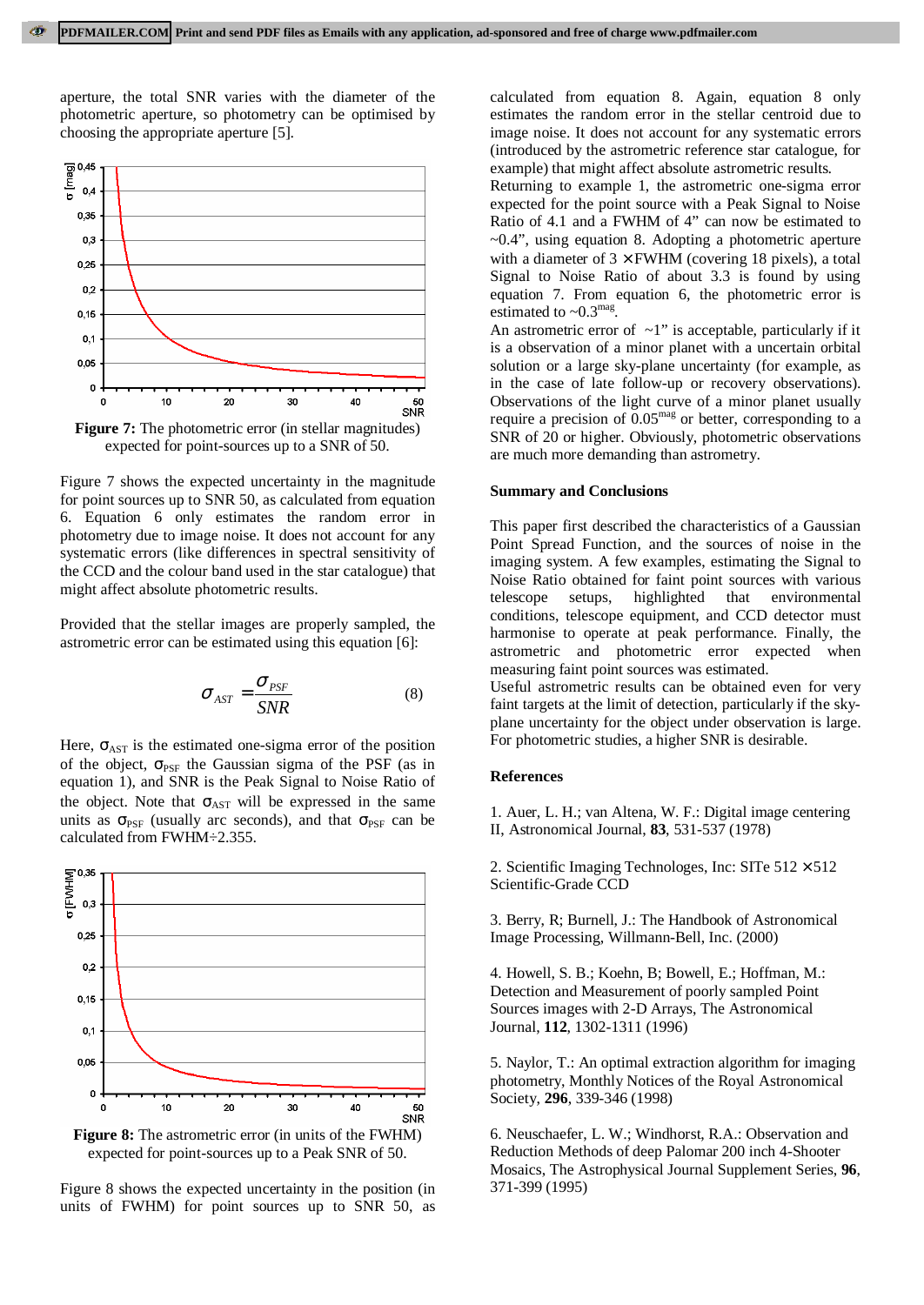aperture, the total SNR varies with the diameter of the photometric aperture, so photometry can be optimised by choosing the appropriate aperture [5].

**Figure 7:** The photometric error (in stellar magnitudes) expected for point-sources up to a SNR of 50.

Figure 7 shows the expected uncertainty in the magnitude for point sources up to SNR 50, as calculated from equation 6. Equation 6 only estimates the random error in photometry due to image noise. It does not account for any systematic errors (like differences in spectral sensitivity of the CCD and the colour band used in the star catalogue) that might affect absolute photometric results.

Provided that the stellar images are properly sampled, the astrometric error can be estimated using this equation [6]:

$$\sigma_{AST} = \frac{\sigma_{PSF}}{SNR} \qquad (8)$$

Here, $\sigma_{AST}$ is the estimated one-sigma error of the position of the object, $\sigma_{PSF}$ the Gaussian sigma of the PSF (as in equation 1), and SNR is the Peak Signal to Noise Ratio of the object. Note that $\sigma_{AST}$ will be expressed in the same units as $\sigma_{PSF}$ (usually arc seconds), and that $\sigma_{PSF}$ can be calculated from FWHM÷2.355.

**Figure 8:** The astrometric error (in units of the FWHM) expected for point-sources up to a Peak SNR of 50.

Figure 8 shows the expected uncertainty in the position (in units of FWHM) for point sources up to SNR 50, as calculated from equation 8. Again, equation 8 only estimates the random error in the stellar centroid due to image noise. It does not account for any systematic errors (introduced by the astrometric reference star catalogue, for example) that might affect absolute astrometric results.

Returning to example 1, the astrometric one-sigma error expected for the point source with a Peak Signal to Noise Ratio of 4.1 and a FWHM of 4" can now be estimated to ~0.4", using equation 8. Adopting a photometric aperture with a diameter of 3 × FWHM (covering 18 pixels), a total Signal to Noise Ratio of about 3.3 is found by using equation 7. From equation 6, the photometric error is estimated to ~$0.3^{mag}$.

An astrometric error of ~1" is acceptable, particularly if it is a observation of a minor planet with a uncertain orbital solution or a large sky-plane uncertainty (for example, as in the case of late follow-up or recovery observations). Observations of the light curve of a minor planet usually require a precision of $0.05^{mag}$ or better, corresponding to a SNR of 20 or higher. Obviously, photometric observations are much more demanding than astrometry.

## Summary and Conclusions

This paper first described the characteristics of a Gaussian Point Spread Function, and the sources of noise in the imaging system. A few examples, estimating the Signal to Noise Ratio obtained for faint point sources with various telescope setups, highlighted that environmental conditions, telescope equipment, and CCD detector must harmonise to operate at peak performance. Finally, the astrometric and photometric error expected when measuring faint point sources was estimated.

Useful astrometric results can be obtained even for very faint targets at the limit of detection, particularly if the sky-plane uncertainty for the object under observation is large. For photometric studies, a higher SNR is desirable.

## References

1. Auer, L. H.; van Altena, W. F.: Digital image centering II, Astronomical Journal, **83**, 531-537 (1978)

2. Scientific Imaging Technologes, Inc: SITe 512 × 512 Scientific-Grade CCD

3. Berry, R; Burnell, J.: The Handbook of Astronomical Image Processing, Willmann-Bell, Inc. (2000)

4. Howell, S. B.; Koehn, B; Bowell, E.; Hoffman, M.: Detection and Measurement of poorly sampled Point Sources images with 2-D Arrays, The Astronomical Journal, **112**, 1302-1311 (1996)

5. Naylor, T.: An optimal extraction algorithm for imaging photometry, Monthly Notices of the Royal Astronomical Society, **296**, 339-346 (1998)

6. Neuschaefer, L. W.; Windhorst, R.A.: Observation and Reduction Methods of deep Palomar 200 inch 4-Shooter Mosaics, The Astrophysical Journal Supplement Series, **96**, 371-399 (1995)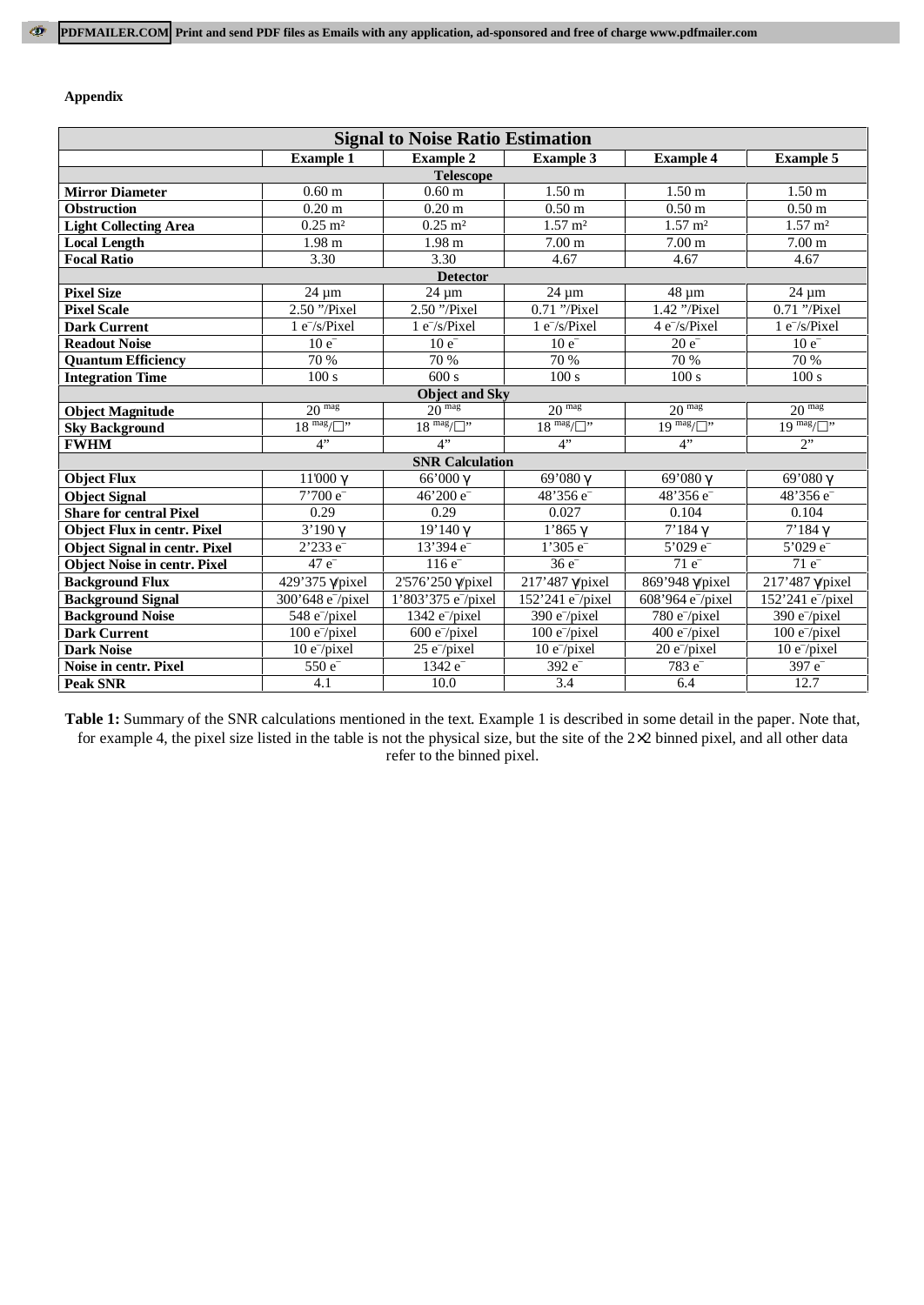**Appendix**

| Signal to Noise Ratio Estimation | | | | | |
|---|---|---|---|---|---|
| | **Example 1** | **Example 2** | **Example 3** | **Example 4** | **Example 5** |
| **Telescope** | | | | | |
| **Mirror Diameter** | 0.60 m | 0.60 m | 1.50 m | 1.50 m | 1.50 m |
| **Obstruction** | 0.20 m | 0.20 m | 0.50 m | 0.50 m | 0.50 m |
| **Light Collecting Area** | 0.25 m² | 0.25 m² | 1.57 m² | 1.57 m² | 1.57 m² |
| **Local Length** | 1.98 m | 1.98 m | 7.00 m | 7.00 m | 7.00 m |
| **Focal Ratio** | 3.30 | 3.30 | 4.67 | 4.67 | 4.67 |
| **Detector** | | | | | |
| **Pixel Size** | 24 µm | 24 µm | 24 µm | 48 µm | 24 µm |
| **Pixel Scale** | 2.50 "/Pixel | 2.50 "/Pixel | 0.71 "/Pixel | 1.42 "/Pixel | 0.71 "/Pixel |
| **Dark Current** | 1 $e^-$/s/Pixel | 1 $e^-$/s/Pixel | 1 $e^-$/s/Pixel | 4 $e^-$/s/Pixel | 1 $e^-$/s/Pixel |
| **Readout Noise** | 10 $e^-$ | 10 $e^-$ | 10 $e^-$ | 20 $e^-$ | 10 $e^-$ |
| **Quantum Efficiency** | 70 % | 70 % | 70 % | 70 % | 70 % |
| **Integration Time** | 100 s | 600 s | 100 s | 100 s | 100 s |
| **Object and Sky** | | | | | |
| **Object Magnitude** | $20^{mag}$ | $20^{mag}$ | $20^{mag}$ | $20^{mag}$ | $20^{mag}$ |
| **Sky Background** | $18^{mag}/\square$" | $18^{mag}/\square$" | $18^{mag}/\square$" | $19^{mag}/\square$" | $19^{mag}/\square$" |
| **FWHM** | 4" | 4" | 4" | 4" | 2" |
| **SNR Calculation** | | | | | |
| **Object Flux** | 11'000 γ | 66'000 γ | 69'080 γ | 69'080 γ | 69'080 γ |
| **Object Signal** | 7'700 $e^-$ | 46'200 $e^-$ | 48'356 $e^-$ | 48'356 $e^-$ | 48'356 $e^-$ |
| **Share for central Pixel** | 0.29 | 0.29 | 0.027 | 0.104 | 0.104 |
| **Object Flux in centr. Pixel** | 3'190 γ | 19'140 γ | 1'865 γ | 7'184 γ | 7'184 γ |
| **Object Signal in centr. Pixel** | 2'233 $e^-$ | 13'394 $e^-$ | 1'305 $e^-$ | 5'029 $e^-$ | 5'029 $e^-$ |
| **Object Noise in centr. Pixel** | 47 $e^-$ | 116 $e^-$ | 36 $e^-$ | 71 $e^-$ | 71 $e^-$ |
| **Background Flux** | 429'375 γ/pixel | 2'576'250 γ/pixel | 217'487 γ/pixel | 869'948 γ/pixel | 217'487 γ/pixel |
| **Background Signal** | 300'648 $e^-$/pixel | 1'803'375 $e^-$/pixel | 152'241 $e^-$/pixel | 608'964 $e^-$/pixel | 152'241 $e^-$/pixel |
| **Background Noise** | 548 $e^-$/pixel | 1342 $e^-$/pixel | 390 $e^-$/pixel | 780 $e^-$/pixel | 390 $e^-$/pixel |
| **Dark Current** | 100 $e^-$/pixel | 600 $e^-$/pixel | 100 $e^-$/pixel | 400 $e^-$/pixel | 100 $e^-$/pixel |
| **Dark Noise** | 10 $e^-$/pixel | 25 $e^-$/pixel | 10 $e^-$/pixel | 20 $e^-$/pixel | 10 $e^-$/pixel |
| **Noise in centr. Pixel** | 550 $e^-$ | 1342 $e^-$ | 392 $e^-$ | 783 $e^-$ | 397 $e^-$ |
| **Peak SNR** | 4.1 | 10.0 | 3.4 | 6.4 | 12.7 |

**Table 1:** Summary of the SNR calculations mentioned in the text. Example 1 is described in some detail in the paper. Note that, for example 4, the pixel size listed in the table is not the physical size, but the site of the 2×2 binned pixel, and all other data refer to the binned pixel.